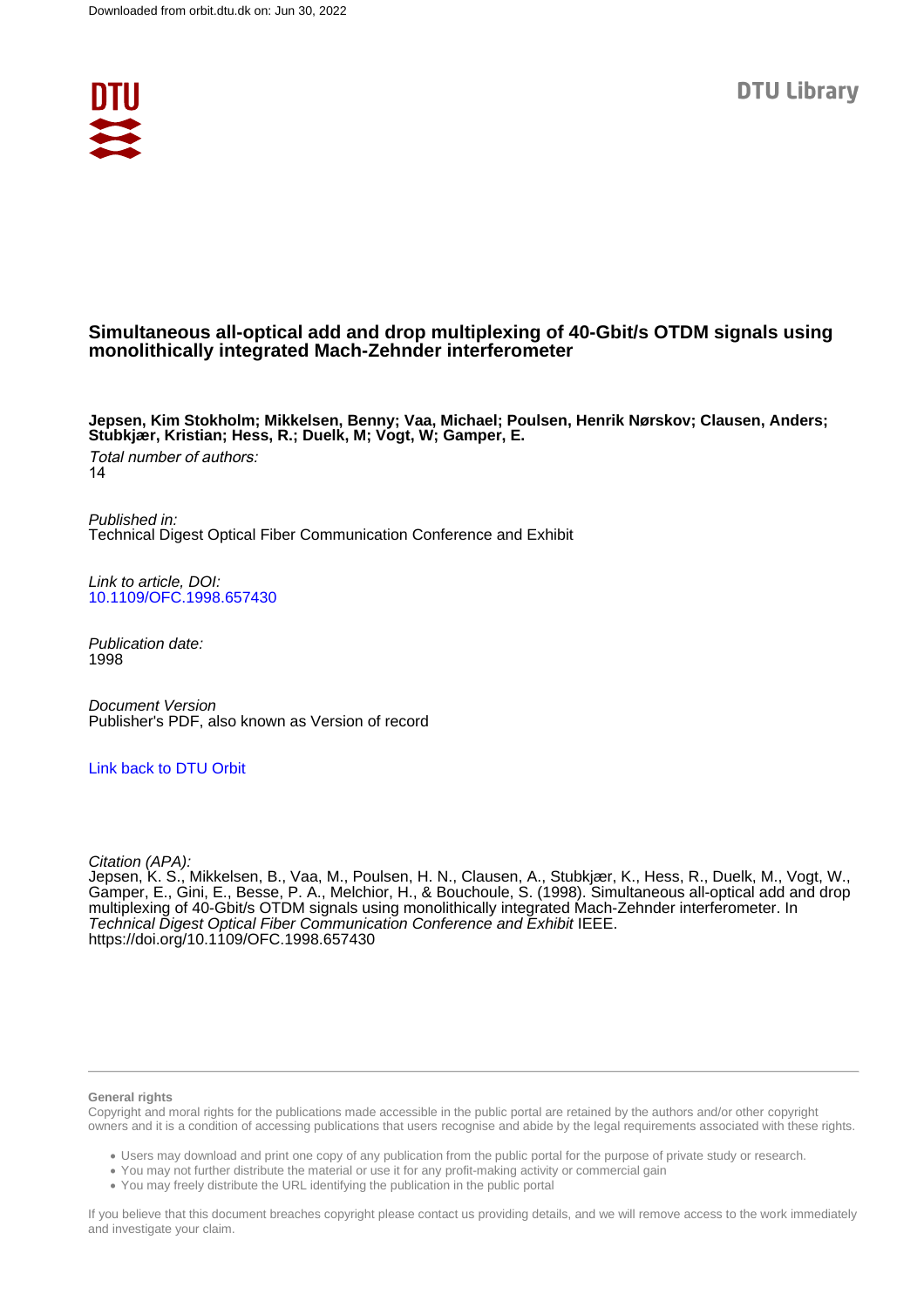DTU Library

# Simultaneous all-optical add and drop multiplexing of 40-Gbit/s OTDM signals using monolithically integrated Mach-Zehnder interferometer

**Jepsen, Kim Stokholm; Mikkelsen, Benny; Vaa, Michael; Poulsen, Henrik Nørskov; Clausen, Anders; Stubkjær, Kristian; Hess, R.; Duelk, M; Vogt, W; Gamper, E.**

*Total number of authors:*
14

*Published in:*
Technical Digest Optical Fiber Communication Conference and Exhibit

*Link to article, DOI:*
10.1109/OFC.1998.657430

*Publication date:*
1998

*Document Version*
Publisher's PDF, also known as Version of record

Link back to DTU Orbit

*Citation (APA):*
Jepsen, K. S., Mikkelsen, B., Vaa, M., Poulsen, H. N., Clausen, A., Stubkjær, K., Hess, R., Duelk, M., Vogt, W., Gamper, E., Gini, E., Besse, P. A., Melchior, H., & Bouchoule, S. (1998). Simultaneous all-optical add and drop multiplexing of 40-Gbit/s OTDM signals using monolithically integrated Mach-Zehnder interferometer. In *Technical Digest Optical Fiber Communication Conference and Exhibit* IEEE. https://doi.org/10.1109/OFC.1998.657430

**General rights**

Copyright and moral rights for the publications made accessible in the public portal are retained by the authors and/or other copyright owners and it is a condition of accessing publications that users recognise and abide by the legal requirements associated with these rights.

- Users may download and print one copy of any publication from the public portal for the purpose of private study or research.
- You may not further distribute the material or use it for any profit-making activity or commercial gain
- You may freely distribute the URL identifying the publication in the public portal

If you believe that this document breaches copyright please contact us providing details, and we will remove access to the work immediately and investigate your claim.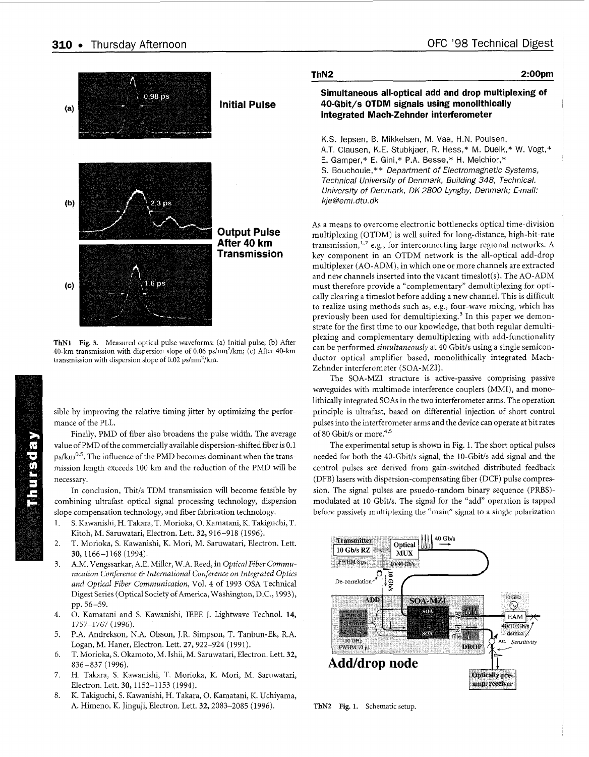ThN1 Fig. 3. Measured optical pulse waveforms: (a) Initial pulse; (b) After 40-km transmission with dispersion slope of 0.06 ps/nm²/km; (c) After 40-km transmission with dispersion slope of 0.02 ps/nm²/km.

sible by improving the relative timing jitter by optimizing the performance of the PLL.

Finally, PMD of fiber also broadens the pulse width. The average value of PMD of the commercially available dispersion-shifted fiber is 0.1 ps/km$^{0.5}$. The influence of the PMD becomes dominant when the transmission length exceeds 100 km and the reduction of the PMD will be necessary.

In conclusion, Tbit/s TDM transmission will become feasible by combining ultrafast optical signal processing technology, dispersion slope compensation technology, and fiber fabrication technology.

1. S. Kawanishi, H. Takara, T. Morioka, O. Kamatani, K. Takiguchi, T. Kitoh, M. Saruwatari, Electron. Lett. **32,** 916–918 (1996).
2. T. Morioka, S. Kawanishi, K. Mori, M. Saruwatari, Electron. Lett. **30,** 1166–1168 (1994).
3. A.M. Vengssarkar, A.E. Miller, W.A. Reed, in *Optical Fiber Communication Conference & International Conference on Integrated Optics and Optical Fiber Communication,* Vol. 4 of 1993 OSA Technical Digest Series (Optical Society of America, Washington, D.C., 1993), pp. 56–59.
4. O. Kamatani and S. Kawanishi, IEEE J. Lightwave Technol. **14,** 1757–1767 (1996).
5. P.A. Andrekson, N.A. Olsson, J.R. Simpson, T. Tanbun-Ek, R.A. Logan, M. Haner, Electron. Lett. **27,** 922–924 (1991).
6. T. Morioka, S. Okamoto, M. Ishii, M. Saruwatari, Electron. Lett. **32,** 836–837 (1996).
7. H. Takara, S. Kawanishi, T. Morioka, K. Mori, M. Saruwatari, Electron. Lett. **30,** 1152–1153 (1994).
8. K. Takiguchi, S. Kawanishi, H. Takara, O. Kamatani, K. Uchiyama, A. Himeno, K. Jinguji, Electron. Lett. **32,** 2083–2085 (1996).

## ThN2 2:00pm

### Simultaneous all-optical add and drop multiplexing of 40-Gbit/s OTDM signals using monolithically integrated Mach-Zehnder interferometer

K.S. Jepsen, B. Mikkelsen, M. Vaa, H.N. Poulsen, A.T. Clausen, K.E. Stubkjaer, R. Hess,* M. Duelk,* W. Vogt,* E. Gamper,* E. Gini,* P.A. Besse,* H. Melchior,* S. Bouchoule,** *Department of Electromagnetic Systems, Technical University of Denmark, Building 348, Technical. University of Denmark, DK-2800 Lyngby, Denmark; E-mail: kje@emi.dtu.dk*

As a means to overcome electronic bottlenecks optical time-division multiplexing (OTDM) is well suited for long-distance, high-bit-rate transmission,[1,2] e.g., for interconnecting large regional networks. A key component in an OTDM network is the all-optical add-drop multiplexer (AO-ADM), in which one or more channels are extracted and new channels inserted into the vacant timeslot(s). The AO-ADM must therefore provide a "complementary" demultiplexing for optically clearing a timeslot before adding a new channel. This is difficult to realize using methods such as, e.g., four-wave mixing, which has previously been used for demultiplexing.[3] In this paper we demonstrate for the first time to our knowledge, that both regular demultiplexing and complementary demultiplexing with add-functionality can be performed *simultaneously* at 40 Gbit/s using a single semiconductor optical amplifier based, monolithically integrated Mach-Zehnder interferometer (SOA-MZI).

The SOA-MZI structure is active-passive comprising passive waveguides with multimode interference couplers (MMI), and monolithically integrated SOAs in the two interferometer arms. The operation principle is ultrafast, based on differential injection of short control pulses into the interferometer arms and the device can operate at bit rates of 80 Gbit/s or more.[4,5]

The experimental setup is shown in Fig. 1. The short optical pulses needed for both the 40-Gbit/s signal, the 10-Gbit/s add signal and the control pulses are derived from gain-switched distributed feedback (DFB) lasers with dispersion-compensating fiber (DCF) pulse compression. The signal pulses are psuedo-random binary sequence (PRBS)-modulated at 10 Gbit/s. The signal for the "add" operation is tapped before passively multiplexing the "main" signal to a single polarization

ThN2 Fig. 1. Schematic setup.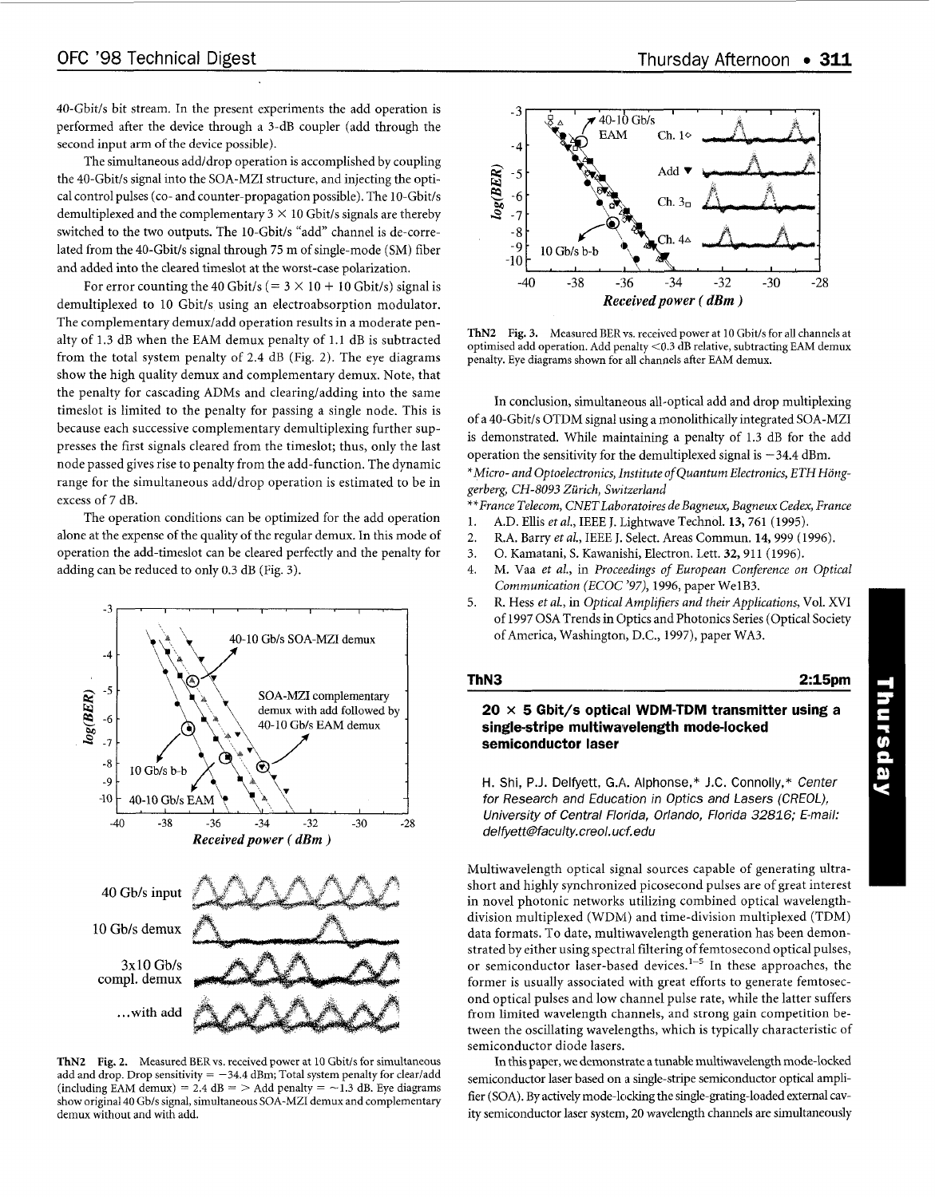40-Gbit/s bit stream. In the present experiments the add operation is performed after the device through a 3-dB coupler (add through the second input arm of the device possible).

The simultaneous add/drop operation is accomplished by coupling the 40-Gbit/s signal into the SOA-MZI structure, and injecting the optical control pulses (co- and counter-propagation possible). The 10-Gbit/s demultiplexed and the complementary $3 \times 10$ Gbit/s signals are thereby switched to the two outputs. The 10-Gbit/s "add" channel is de-correlated from the 40-Gbit/s signal through 75 m of single-mode (SM) fiber and added into the cleared timeslot at the worst-case polarization.

For error counting the 40 Gbit/s ($= 3 \times 10 + 10$ Gbit/s) signal is demultiplexed to 10 Gbit/s using an electroabsorption modulator. The complementary demux/add operation results in a moderate penalty of 1.3 dB when the EAM demux penalty of 1.1 dB is subtracted from the total system penalty of 2.4 dB (Fig. 2). The eye diagrams show the high quality demux and complementary demux. Note, that the penalty for cascading ADMs and clearing/adding into the same timeslot is limited to the penalty for passing a single node. This is because each successive complementary demultiplexing further suppresses the first signals cleared from the timeslot; thus, only the last node passed gives rise to penalty from the add-function. The dynamic range for the simultaneous add/drop operation is estimated to be in excess of 7 dB.

The operation conditions can be optimized for the add operation alone at the expense of the quality of the regular demux. In this mode of operation the add-timeslot can be cleared perfectly and the penalty for adding can be reduced to only 0.3 dB (Fig. 3).

log(BER)
-3
-4
-5
-6
-7
-8
-9
-10
40-10 Gb/s SOA-MZI demux
SOA-MZI complementary demux with add followed by 40-10 Gb/s EAM demux
10 Gb/s b-b
40-10 Gb/s EAM
-40 -38 -36 -34 -32 -30 -28
Received power ( dBm )

40 Gb/s input
10 Gb/s demux
3x10 Gb/s compl. demux
...with add

ThN2 Fig. 2. Measured BER vs. received power at 10 Gbit/s for simultaneous add and drop. Drop sensitivity = −34.4 dBm; Total system penalty for clear/add (including EAM demux) = 2.4 dB = > Add penalty = ~1.3 dB. Eye diagrams show original 40 Gb/s signal, simultaneous SOA-MZI demux and complementary demux without and with add.

log(BER)
-3
-4
-5
-6
-7
-8
-9
-10
40-10 Gb/s EAM
Ch. 1◇
Add ▼
Ch. 3□
Ch. 4△
10 Gb/s b-b
-40 -38 -36 -34 -32 -30 -28
Received power ( dBm )

ThN2 Fig. 3. Measured BER vs. received power at 10 Gbit/s for all channels at optimised add operation. Add penalty <0.3 dB relative, subtracting EAM demux penalty. Eye diagrams shown for all channels after EAM demux.

In conclusion, simultaneous all-optical add and drop multiplexing of a 40-Gbit/s OTDM signal using a monolithically integrated SOA-MZI is demonstrated. While maintaining a penalty of 1.3 dB for the add operation the sensitivity for the demultiplexed signal is −34.4 dBm.

*Micro- and Optoelectronics, Institute of Quantum Electronics, ETH Hönggerberg, CH-8093 Zürich, Switzerland

**France Telecom, CNET Laboratoires de Bagneux, Bagneux Cedex, France

1. A.D. Ellis *et al.*, IEEE J. Lightwave Technol. **13**, 761 (1995).
2. R.A. Barry *et al.*, IEEE J. Select. Areas Commun. **14**, 999 (1996).
3. O. Kamatani, S. Kawanishi, Electron. Lett. **32**, 911 (1996).
4. M. Vaa *et al.*, in *Proceedings of European Conference on Optical Communication (ECOC '97)*, 1996, paper We1B3.
5. R. Hess *et al.*, in *Optical Amplifiers and their Applications*, Vol. XVI of 1997 OSA Trends in Optics and Photonics Series (Optical Society of America, Washington, D.C., 1997), paper WA3.

## ThN3 2:15pm

### 20 × 5 Gbit/s optical WDM-TDM transmitter using a single-stripe multiwavelength mode-locked semiconductor laser

H. Shi, P.J. Delfyett, G.A. Alphonse,* J.C. Connolly,* *Center for Research and Education in Optics and Lasers (CREOL), University of Central Florida, Orlando, Florida 32816; E-mail: delfyett@faculty.creol.ucf.edu*

Multiwavelength optical signal sources capable of generating ultrashort and highly synchronized picosecond pulses are of great interest in novel photonic networks utilizing combined optical wavelength-division multiplexed (WDM) and time-division multiplexed (TDM) data formats. To date, multiwavelength generation has been demonstrated by either using spectral filtering of femtosecond optical pulses, or semiconductor laser-based devices.[1–5] In these approaches, the former is usually associated with great efforts to generate femtosecond optical pulses and low channel pulse rate, while the latter suffers from limited wavelength channels, and strong gain competition between the oscillating wavelengths, which is typically characteristic of semiconductor diode lasers.

In this paper, we demonstrate a tunable multiwavelength mode-locked semiconductor laser based on a single-stripe semiconductor optical amplifier (SOA). By actively mode-locking the single-grating-loaded external cavity semiconductor laser system, 20 wavelength channels are simultaneously